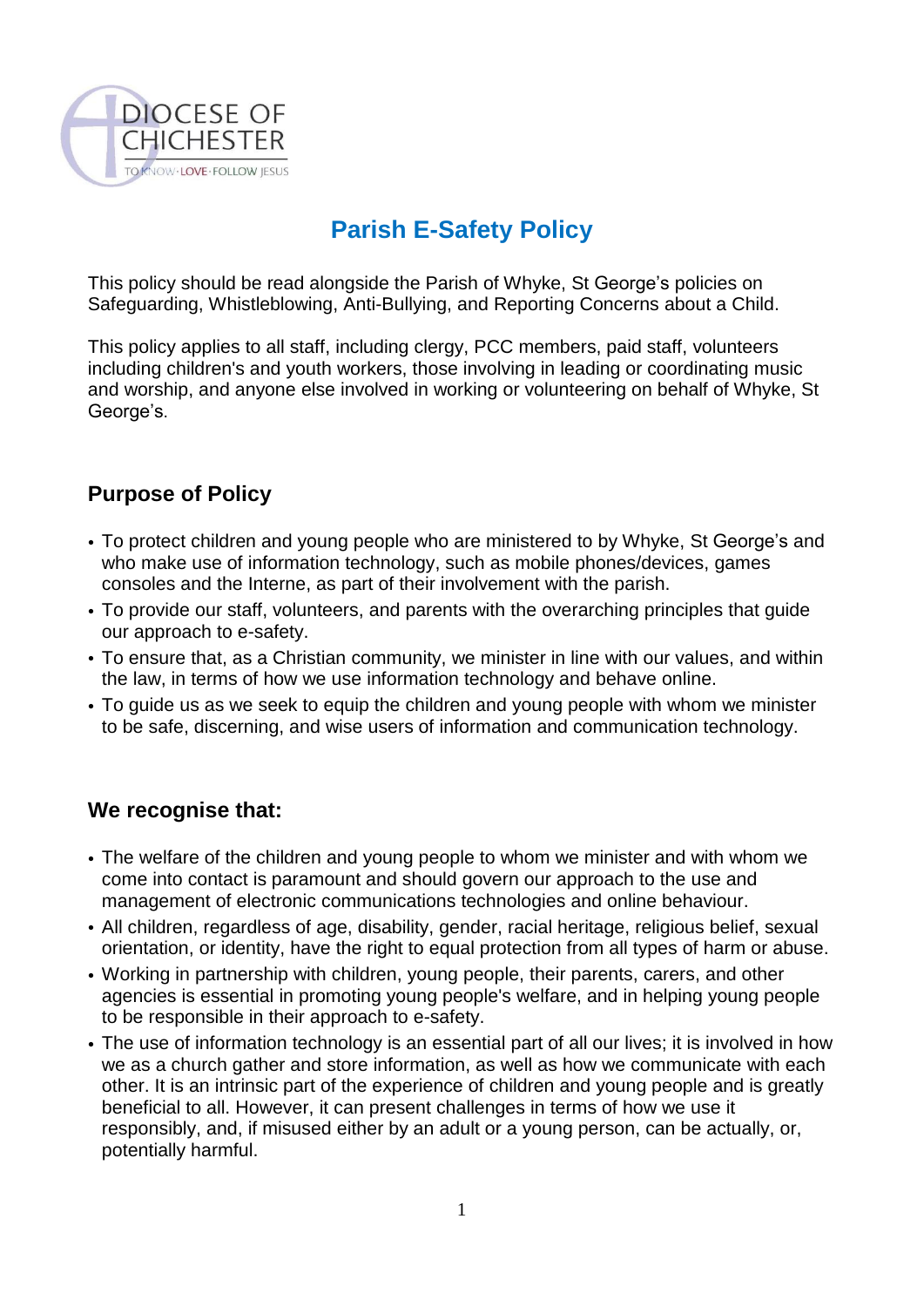DIOCESE OF CHICHESTER

TO KNOW · LOVE · FOLLOW JESUS

# Parish E-Safety Policy

This policy should be read alongside the Parish of Whyke, St George's policies on Safeguarding, Whistleblowing, Anti-Bullying, and Reporting Concerns about a Child.

This policy applies to all staff, including clergy, PCC members, paid staff, volunteers including children's and youth workers, those involving in leading or coordinating music and worship, and anyone else involved in working or volunteering on behalf of Whyke, St George's.

## Purpose of Policy

- To protect children and young people who are ministered to by Whyke, St George's and who make use of information technology, such as mobile phones/devices, games consoles and the Interne, as part of their involvement with the parish.
- To provide our staff, volunteers, and parents with the overarching principles that guide our approach to e-safety.
- To ensure that, as a Christian community, we minister in line with our values, and within the law, in terms of how we use information technology and behave online.
- To guide us as we seek to equip the children and young people with whom we minister to be safe, discerning, and wise users of information and communication technology.

## We recognise that:

- The welfare of the children and young people to whom we minister and with whom we come into contact is paramount and should govern our approach to the use and management of electronic communications technologies and online behaviour.
- All children, regardless of age, disability, gender, racial heritage, religious belief, sexual orientation, or identity, have the right to equal protection from all types of harm or abuse.
- Working in partnership with children, young people, their parents, carers, and other agencies is essential in promoting young people's welfare, and in helping young people to be responsible in their approach to e-safety.
- The use of information technology is an essential part of all our lives; it is involved in how we as a church gather and store information, as well as how we communicate with each other. It is an intrinsic part of the experience of children and young people and is greatly beneficial to all. However, it can present challenges in terms of how we use it responsibly, and, if misused either by an adult or a young person, can be actually, or, potentially harmful.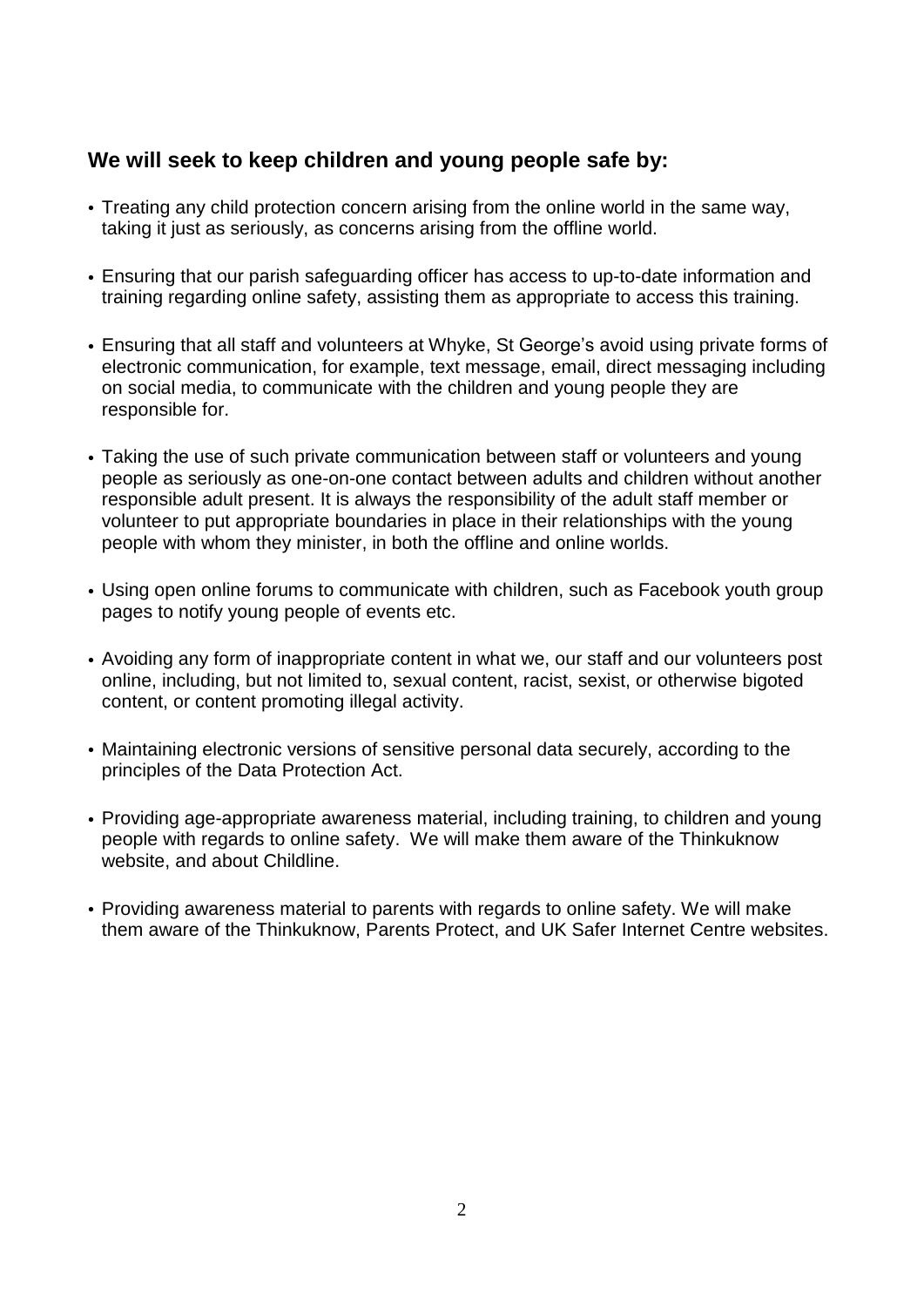## We will seek to keep children and young people safe by:

- Treating any child protection concern arising from the online world in the same way, taking it just as seriously, as concerns arising from the offline world.
- Ensuring that our parish safeguarding officer has access to up-to-date information and training regarding online safety, assisting them as appropriate to access this training.
- Ensuring that all staff and volunteers at Whyke, St George's avoid using private forms of electronic communication, for example, text message, email, direct messaging including on social media, to communicate with the children and young people they are responsible for.
- Taking the use of such private communication between staff or volunteers and young people as seriously as one-on-one contact between adults and children without another responsible adult present. It is always the responsibility of the adult staff member or volunteer to put appropriate boundaries in place in their relationships with the young people with whom they minister, in both the offline and online worlds.
- Using open online forums to communicate with children, such as Facebook youth group pages to notify young people of events etc.
- Avoiding any form of inappropriate content in what we, our staff and our volunteers post online, including, but not limited to, sexual content, racist, sexist, or otherwise bigoted content, or content promoting illegal activity.
- Maintaining electronic versions of sensitive personal data securely, according to the principles of the Data Protection Act.
- Providing age-appropriate awareness material, including training, to children and young people with regards to online safety. We will make them aware of the Thinkuknow website, and about Childline.
- Providing awareness material to parents with regards to online safety. We will make them aware of the Thinkuknow, Parents Protect, and UK Safer Internet Centre websites.